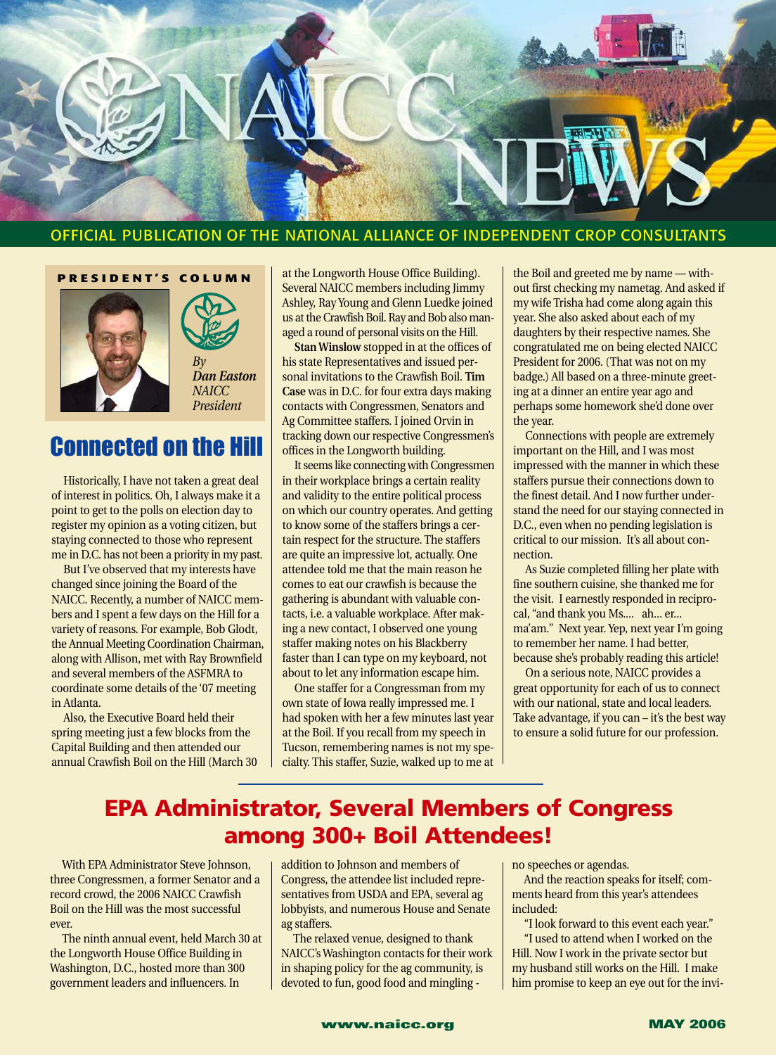# NAICC NEWS

OFFICIAL PUBLICATION OF THE NATIONAL ALLIANCE OF INDEPENDENT CROP CONSULTANTS

**PRESIDENT'S COLUMN**

*By Dan Easton NAICC President*

## Connected on the Hill

Historically, I have not taken a great deal of interest in politics. Oh, I always make it a point to get to the polls on election day to register my opinion as a voting citizen, but staying connected to those who represent me in D.C. has not been a priority in my past.

But I've observed that my interests have changed since joining the Board of the NAICC. Recently, a number of NAICC members and I spent a few days on the Hill for a variety of reasons. For example, Bob Glodt, the Annual Meeting Coordination Chairman, along with Allison, met with Ray Brownfield and several members of the ASFMRA to coordinate some details of the '07 meeting in Atlanta.

Also, the Executive Board held their spring meeting just a few blocks from the Capital Building and then attended our annual Crawfish Boil on the Hill (March 30 at the Longworth House Office Building). Several NAICC members including Jimmy Ashley, Ray Young and Glenn Luedke joined us at the Crawfish Boil. Ray and Bob also managed a round of personal visits on the Hill.

**Stan Winslow** stopped in at the offices of his state Representatives and issued personal invitations to the Crawfish Boil. **Tim Case** was in D.C. for four extra days making contacts with Congressmen, Senators and Ag Committee staffers. I joined Orvin in tracking down our respective Congressmen's offices in the Longworth building.

It seems like connecting with Congressmen in their workplace brings a certain reality and validity to the entire political process on which our country operates. And getting to know some of the staffers brings a certain respect for the structure. The staffers are quite an impressive lot, actually. One attendee told me that the main reason he comes to eat our crawfish is because the gathering is abundant with valuable contacts, i.e. a valuable workplace. After making a new contact, I observed one young staffer making notes on his Blackberry faster than I can type on my keyboard, not about to let any information escape him.

One staffer for a Congressman from my own state of Iowa really impressed me. I had spoken with her a few minutes last year at the Boil. If you recall from my speech in Tucson, remembering names is not my specialty. This staffer, Suzie, walked up to me at the Boil and greeted me by name — without first checking my nametag. And asked if my wife Trisha had come along again this year. She also asked about each of my daughters by their respective names. She congratulated me on being elected NAICC President for 2006. (That was not on my badge.) All based on a three-minute greeting at a dinner an entire year ago and perhaps some homework she'd done over the year.

Connections with people are extremely important on the Hill, and I was most impressed with the manner in which these staffers pursue their connections down to the finest detail. And I now further understand the need for our staying connected in D.C., even when no pending legislation is critical to our mission. It's all about connection.

As Suzie completed filling her plate with fine southern cuisine, she thanked me for the visit. I earnestly responded in reciprocal, "and thank you Ms.... ah... er... ma'am." Next year. Yep, next year I'm going to remember her name. I had better, because she's probably reading this article!

On a serious note, NAICC provides a great opportunity for each of us to connect with our national, state and local leaders. Take advantage, if you can – it's the best way to ensure a solid future for our profession.

## EPA Administrator, Several Members of Congress among 300+ Boil Attendees!

With EPA Administrator Steve Johnson, three Congressmen, a former Senator and a record crowd, the 2006 NAICC Crawfish Boil on the Hill was the most successful ever.

The ninth annual event, held March 30 at the Longworth House Office Building in Washington, D.C., hosted more than 300 government leaders and influencers. In addition to Johnson and members of Congress, the attendee list included representatives from USDA and EPA, several ag lobbyists, and numerous House and Senate ag staffers.

The relaxed venue, designed to thank NAICC's Washington contacts for their work in shaping policy for the ag community, is devoted to fun, good food and mingling - no speeches or agendas.

And the reaction speaks for itself; comments heard from this year's attendees included:

"I look forward to this event each year."

"I used to attend when I worked on the Hill. Now I work in the private sector but my husband still works on the Hill. I make him promise to keep an eye out for the invi-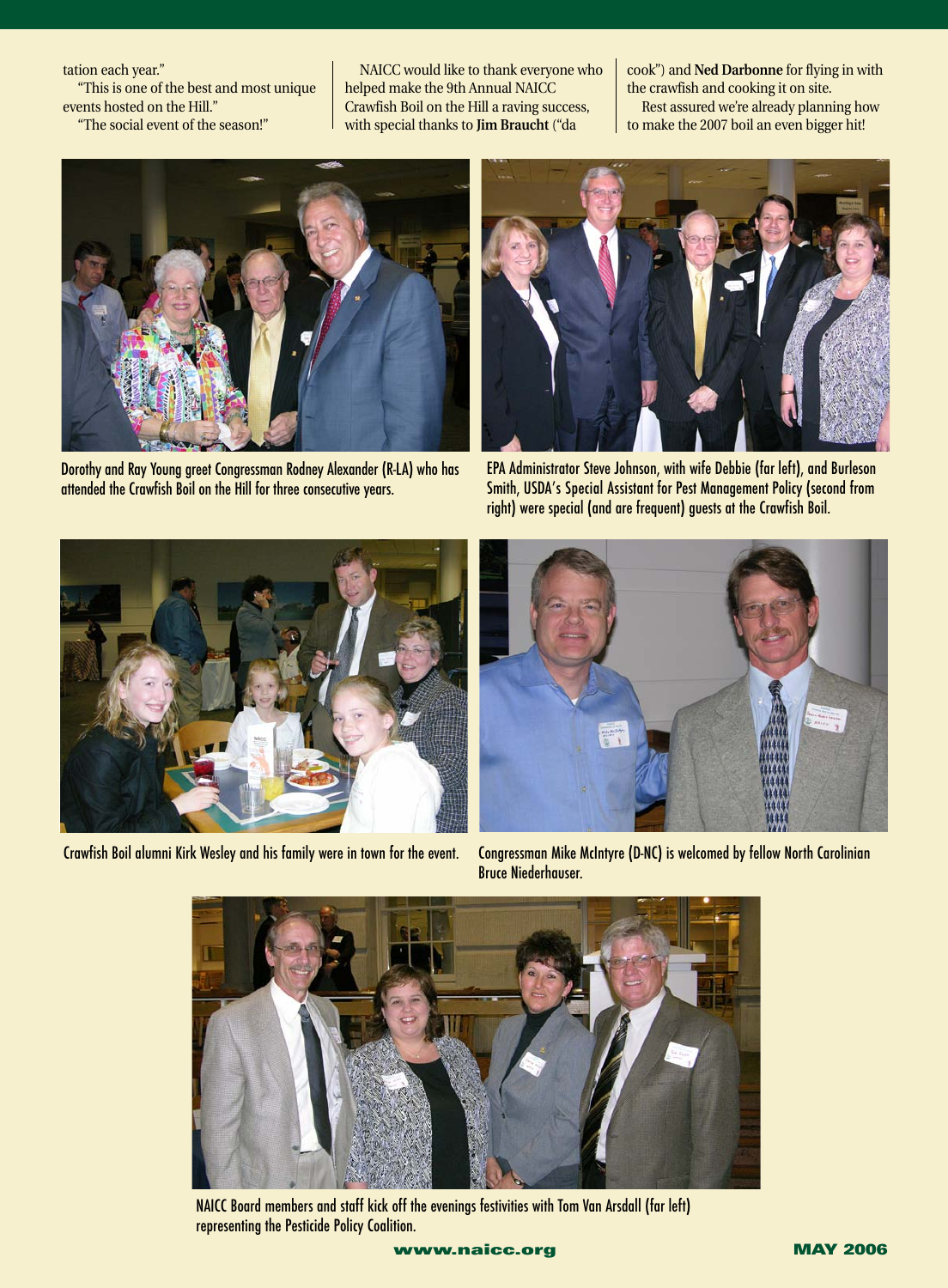tation each year."

"This is one of the best and most unique events hosted on the Hill."

"The social event of the season!"

NAICC would like to thank everyone who helped make the 9th Annual NAICC Crawfish Boil on the Hill a raving success, with special thanks to **Jim Braucht** ("da cook") and **Ned Darbonne** for flying in with the crawfish and cooking it on site.

Rest assured we're already planning how to make the 2007 boil an even bigger hit!

Dorothy and Ray Young greet Congressman Rodney Alexander (R-LA) who has attended the Crawfish Boil on the Hill for three consecutive years.

EPA Administrator Steve Johnson, with wife Debbie (far left), and Burleson Smith, USDA's Special Assistant for Pest Management Policy (second from right) were special (and are frequent) guests at the Crawfish Boil.

Crawfish Boil alumni Kirk Wesley and his family were in town for the event.

Congressman Mike McIntyre (D-NC) is welcomed by fellow North Carolinian Bruce Niederhauser.

NAICC Board members and staff kick off the evenings festivities with Tom Van Arsdall (far left) representing the Pesticide Policy Coalition.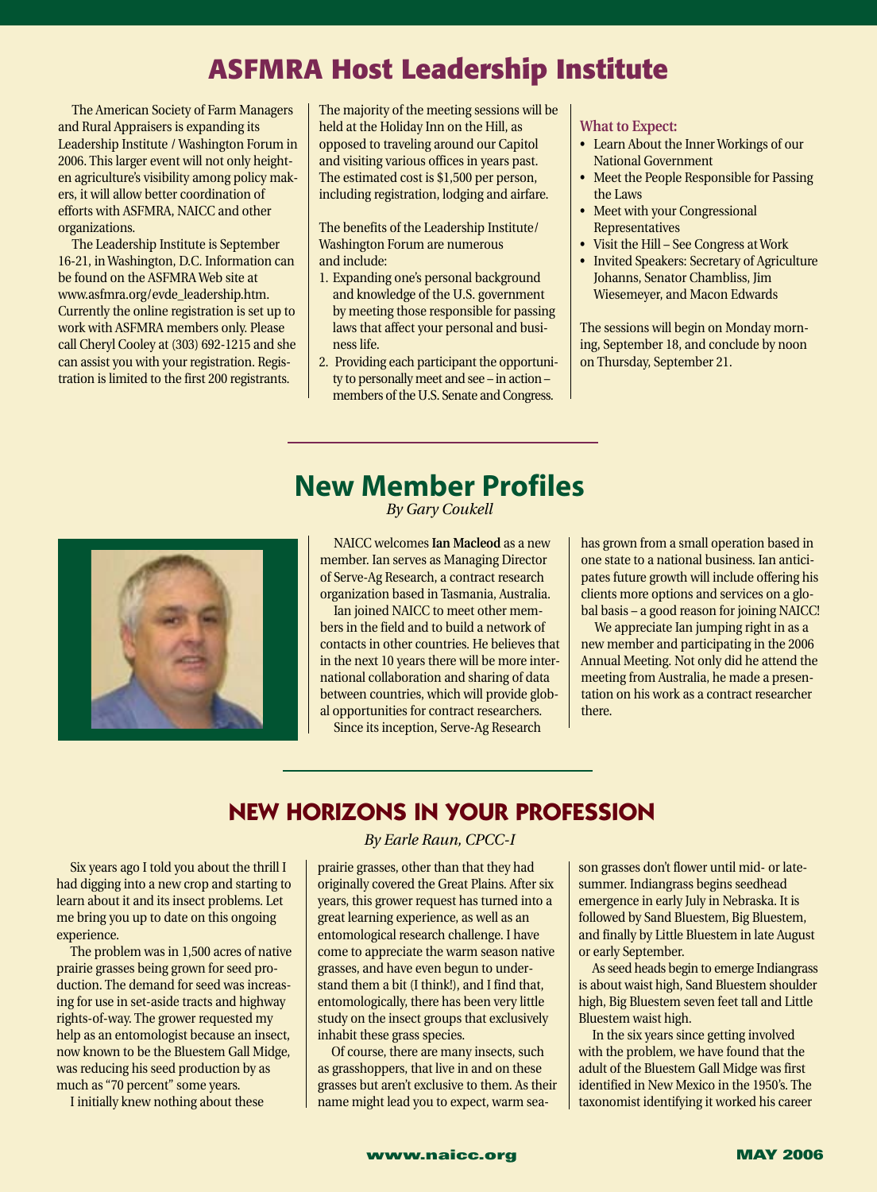# ASFMRA Host Leadership Institute

The American Society of Farm Managers and Rural Appraisers is expanding its Leadership Institute / Washington Forum in 2006. This larger event will not only heighten agriculture's visibility among policy makers, it will allow better coordination of efforts with ASFMRA, NAICC and other organizations.

The Leadership Institute is September 16-21, in Washington, D.C. Information can be found on the ASFMRA Web site at www.asfmra.org/evde_leadership.htm. Currently the online registration is set up to work with ASFMRA members only. Please call Cheryl Cooley at (303) 692-1215 and she can assist you with your registration. Registration is limited to the first 200 registrants.

The majority of the meeting sessions will be held at the Holiday Inn on the Hill, as opposed to traveling around our Capitol and visiting various offices in years past. The estimated cost is $1,500 per person, including registration, lodging and airfare.

The benefits of the Leadership Institute/ Washington Forum are numerous and include:

1. Expanding one's personal background and knowledge of the U.S. government by meeting those responsible for passing laws that affect your personal and business life.
2. Providing each participant the opportunity to personally meet and see – in action – members of the U.S. Senate and Congress.

**What to Expect:**

- Learn About the Inner Workings of our National Government
- Meet the People Responsible for Passing the Laws
- Meet with your Congressional Representatives
- Visit the Hill – See Congress at Work
- Invited Speakers: Secretary of Agriculture Johanns, Senator Chambliss, Jim Wiesemeyer, and Macon Edwards

The sessions will begin on Monday morning, September 18, and conclude by noon on Thursday, September 21.

## New Member Profiles

*By Gary Coukell*

NAICC welcomes **Ian Macleod** as a new member. Ian serves as Managing Director of Serve-Ag Research, a contract research organization based in Tasmania, Australia.

Ian joined NAICC to meet other members in the field and to build a network of contacts in other countries. He believes that in the next 10 years there will be more international collaboration and sharing of data between countries, which will provide global opportunities for contract researchers.

Since its inception, Serve-Ag Research has grown from a small operation based in one state to a national business. Ian anticipates future growth will include offering his clients more options and services on a global basis – a good reason for joining NAICC!

We appreciate Ian jumping right in as a new member and participating in the 2006 Annual Meeting. Not only did he attend the meeting from Australia, he made a presentation on his work as a contract researcher there.

## NEW HORIZONS IN YOUR PROFESSION

*By Earle Raun, CPCC-I*

Six years ago I told you about the thrill I had digging into a new crop and starting to learn about it and its insect problems. Let me bring you up to date on this ongoing experience.

The problem was in 1,500 acres of native prairie grasses being grown for seed production. The demand for seed was increasing for use in set-aside tracts and highway rights-of-way. The grower requested my help as an entomologist because an insect, now known to be the Bluestem Gall Midge, was reducing his seed production by as much as "70 percent" some years.

I initially knew nothing about these prairie grasses, other than that they had originally covered the Great Plains. After six years, this grower request has turned into a great learning experience, as well as an entomological research challenge. I have come to appreciate the warm season native grasses, and have even begun to understand them a bit (I think!), and I find that, entomologically, there has been very little study on the insect groups that exclusively inhabit these grass species.

Of course, there are many insects, such as grasshoppers, that live in and on these grasses but aren't exclusive to them. As their name might lead you to expect, warm season grasses don't flower until mid- or late-summer. Indiangrass begins seedhead emergence in early July in Nebraska. It is followed by Sand Bluestem, Big Bluestem, and finally by Little Bluestem in late August or early September.

As seed heads begin to emerge Indiangrass is about waist high, Sand Bluestem shoulder high, Big Bluestem seven feet tall and Little Bluestem waist high.

In the six years since getting involved with the problem, we have found that the adult of the Bluestem Gall Midge was first identified in New Mexico in the 1950's. The taxonomist identifying it worked his career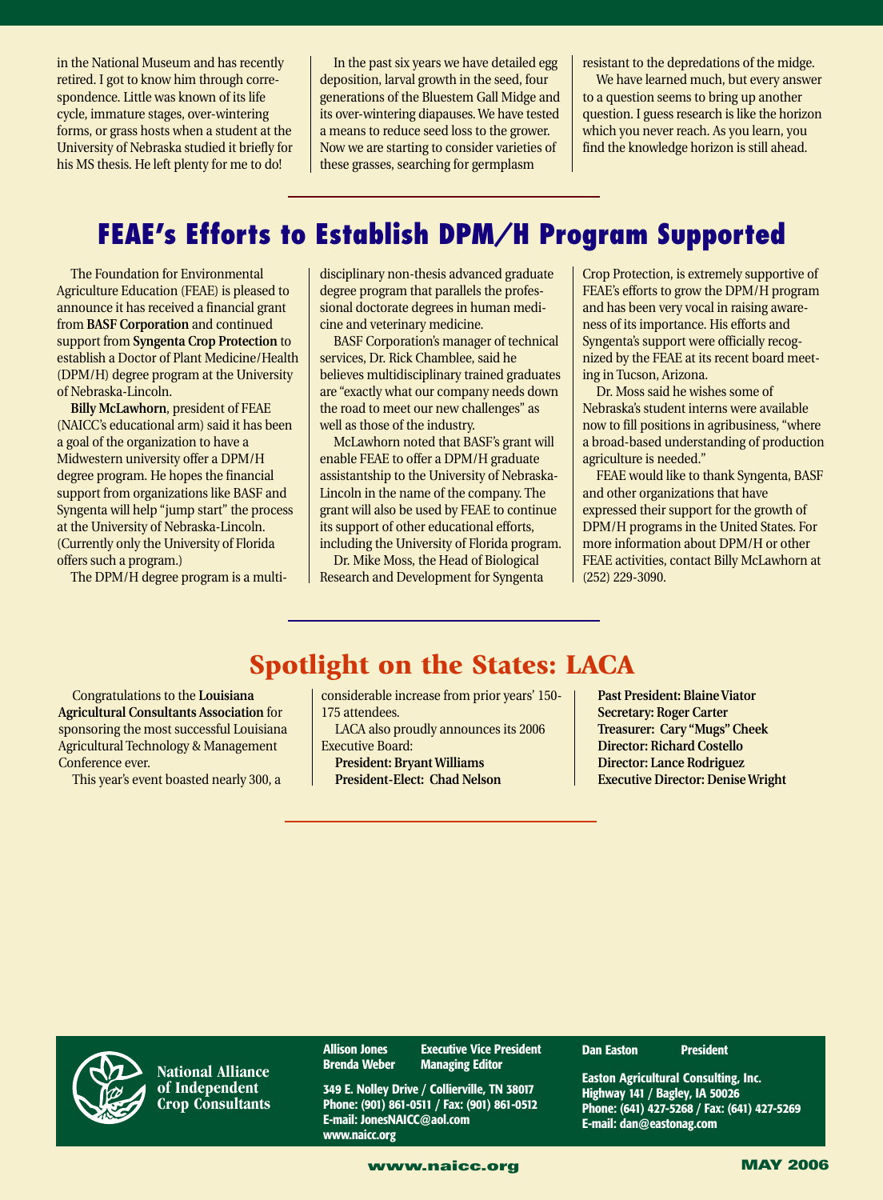in the National Museum and has recently retired. I got to know him through correspondence. Little was known of its life cycle, immature stages, over-wintering forms, or grass hosts when a student at the University of Nebraska studied it briefly for his MS thesis. He left plenty for me to do!

In the past six years we have detailed egg deposition, larval growth in the seed, four generations of the Bluestem Gall Midge and its over-wintering diapauses. We have tested a means to reduce seed loss to the grower. Now we are starting to consider varieties of these grasses, searching for germplasm resistant to the depredations of the midge.

We have learned much, but every answer to a question seems to bring up another question. I guess research is like the horizon which you never reach. As you learn, you find the knowledge horizon is still ahead.

# FEAE's Efforts to Establish DPM/H Program Supported

The Foundation for Environmental Agriculture Education (FEAE) is pleased to announce it has received a financial grant from **BASF Corporation** and continued support from **Syngenta Crop Protection** to establish a Doctor of Plant Medicine/Health (DPM/H) degree program at the University of Nebraska-Lincoln.

**Billy McLawhorn**, president of FEAE (NAICC's educational arm) said it has been a goal of the organization to have a Midwestern university offer a DPM/H degree program. He hopes the financial support from organizations like BASF and Syngenta will help "jump start" the process at the University of Nebraska-Lincoln. (Currently only the University of Florida offers such a program.)

The DPM/H degree program is a multidisciplinary non-thesis advanced graduate degree program that parallels the professional doctorate degrees in human medicine and veterinary medicine.

BASF Corporation's manager of technical services, Dr. Rick Chamblee, said he believes multidisciplinary trained graduates are "exactly what our company needs down the road to meet our new challenges" as well as those of the industry.

McLawhorn noted that BASF's grant will enable FEAE to offer a DPM/H graduate assistantship to the University of Nebraska-Lincoln in the name of the company. The grant will also be used by FEAE to continue its support of other educational efforts, including the University of Florida program.

Dr. Mike Moss, the Head of Biological Research and Development for Syngenta Crop Protection, is extremely supportive of FEAE's efforts to grow the DPM/H program and has been very vocal in raising awareness of its importance. His efforts and Syngenta's support were officially recognized by the FEAE at its recent board meeting in Tucson, Arizona.

Dr. Moss said he wishes some of Nebraska's student interns were available now to fill positions in agribusiness, "where a broad-based understanding of production agriculture is needed."

FEAE would like to thank Syngenta, BASF and other organizations that have expressed their support for the growth of DPM/H programs in the United States. For more information about DPM/H or other FEAE activities, contact Billy McLawhorn at (252) 229-3090.

# Spotlight on the States: LACA

Congratulations to the **Louisiana Agricultural Consultants Association** for sponsoring the most successful Louisiana Agricultural Technology & Management Conference ever.

This year's event boasted nearly 300, a considerable increase from prior years' 150-175 attendees.

LACA also proudly announces its 2006 Executive Board:

**President: Bryant Williams**
**President-Elect: Chad Nelson**
**Past President: Blaine Viator**
**Secretary: Roger Carter**
**Treasurer: Cary "Mugs" Cheek**
**Director: Richard Costello**
**Director: Lance Rodriguez**
**Executive Director: Denise Wright**

**National Alliance of Independent Crop Consultants**

**Allison Jones** — Executive Vice President
**Brenda Weber** — Managing Editor

349 E. Nolley Drive / Collierville, TN 38017
Phone: (901) 861-0511 / Fax: (901) 861-0512
E-mail: JonesNAICC@aol.com
www.naicc.org

**Dan Easton** — President

Easton Agricultural Consulting, Inc.
Highway 141 / Bagley, IA 50026
Phone: (641) 427-5268 / Fax: (641) 427-5269
E-mail: dan@eastonag.com